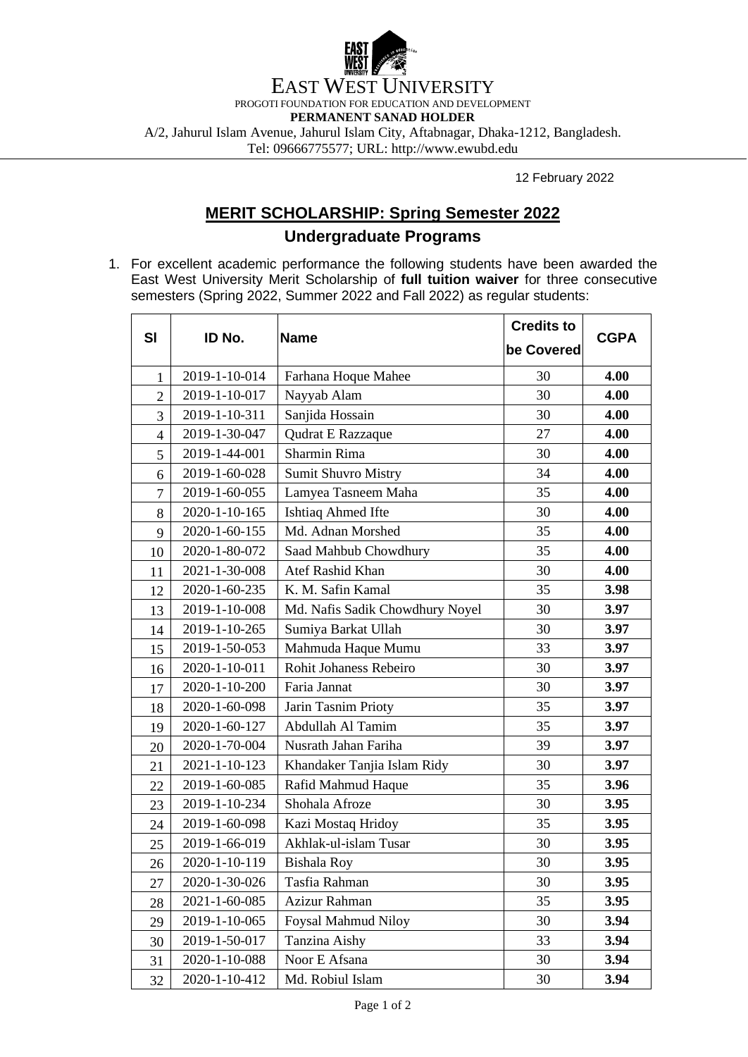# EAST WEST UNIVERSITY

PROGOTI FOUNDATION FOR EDUCATION AND DEVELOPMENT

**PERMANENT SANAD HOLDER**

A/2, Jahurul Islam Avenue, Jahurul Islam City, Aftabnagar, Dhaka-1212, Bangladesh.

Tel: 09666775577; URL: http://www.ewubd.edu

12 February 2022

## MERIT SCHOLARSHIP: Spring Semester 2022

### Undergraduate Programs

1. For excellent academic performance the following students have been awarded the East West University Merit Scholarship of **full tuition waiver** for three consecutive semesters (Spring 2022, Summer 2022 and Fall 2022) as regular students:

| Sl | ID No. | Name | Credits to be Covered | CGPA |
|---|---|---|---|---|
| 1 | 2019-1-10-014 | Farhana Hoque Mahee | 30 | **4.00** |
| 2 | 2019-1-10-017 | Nayyab Alam | 30 | **4.00** |
| 3 | 2019-1-10-311 | Sanjida Hossain | 30 | **4.00** |
| 4 | 2019-1-30-047 | Qudrat E Razzaque | 27 | **4.00** |
| 5 | 2019-1-44-001 | Sharmin Rima | 30 | **4.00** |
| 6 | 2019-1-60-028 | Sumit Shuvro Mistry | 34 | **4.00** |
| 7 | 2019-1-60-055 | Lamyea Tasneem Maha | 35 | **4.00** |
| 8 | 2020-1-10-165 | Ishtiaq Ahmed Ifte | 30 | **4.00** |
| 9 | 2020-1-60-155 | Md. Adnan Morshed | 35 | **4.00** |
| 10 | 2020-1-80-072 | Saad Mahbub Chowdhury | 35 | **4.00** |
| 11 | 2021-1-30-008 | Atef Rashid Khan | 30 | **4.00** |
| 12 | 2020-1-60-235 | K. M. Safin Kamal | 35 | **3.98** |
| 13 | 2019-1-10-008 | Md. Nafis Sadik Chowdhury Noyel | 30 | **3.97** |
| 14 | 2019-1-10-265 | Sumiya Barkat Ullah | 30 | **3.97** |
| 15 | 2019-1-50-053 | Mahmuda Haque Mumu | 33 | **3.97** |
| 16 | 2020-1-10-011 | Rohit Johaness Rebeiro | 30 | **3.97** |
| 17 | 2020-1-10-200 | Faria Jannat | 30 | **3.97** |
| 18 | 2020-1-60-098 | Jarin Tasnim Prioty | 35 | **3.97** |
| 19 | 2020-1-60-127 | Abdullah Al Tamim | 35 | **3.97** |
| 20 | 2020-1-70-004 | Nusrath Jahan Fariha | 39 | **3.97** |
| 21 | 2021-1-10-123 | Khandaker Tanjia Islam Ridy | 30 | **3.97** |
| 22 | 2019-1-60-085 | Rafid Mahmud Haque | 35 | **3.96** |
| 23 | 2019-1-10-234 | Shohala Afroze | 30 | **3.95** |
| 24 | 2019-1-60-098 | Kazi Mostaq Hridoy | 35 | **3.95** |
| 25 | 2019-1-66-019 | Akhlak-ul-islam Tusar | 30 | **3.95** |
| 26 | 2020-1-10-119 | Bishala Roy | 30 | **3.95** |
| 27 | 2020-1-30-026 | Tasfia Rahman | 30 | **3.95** |
| 28 | 2021-1-60-085 | Azizur Rahman | 35 | **3.95** |
| 29 | 2019-1-10-065 | Foysal Mahmud Niloy | 30 | **3.94** |
| 30 | 2019-1-50-017 | Tanzina Aishy | 33 | **3.94** |
| 31 | 2020-1-10-088 | Noor E Afsana | 30 | **3.94** |
| 32 | 2020-1-10-412 | Md. Robiul Islam | 30 | **3.94** |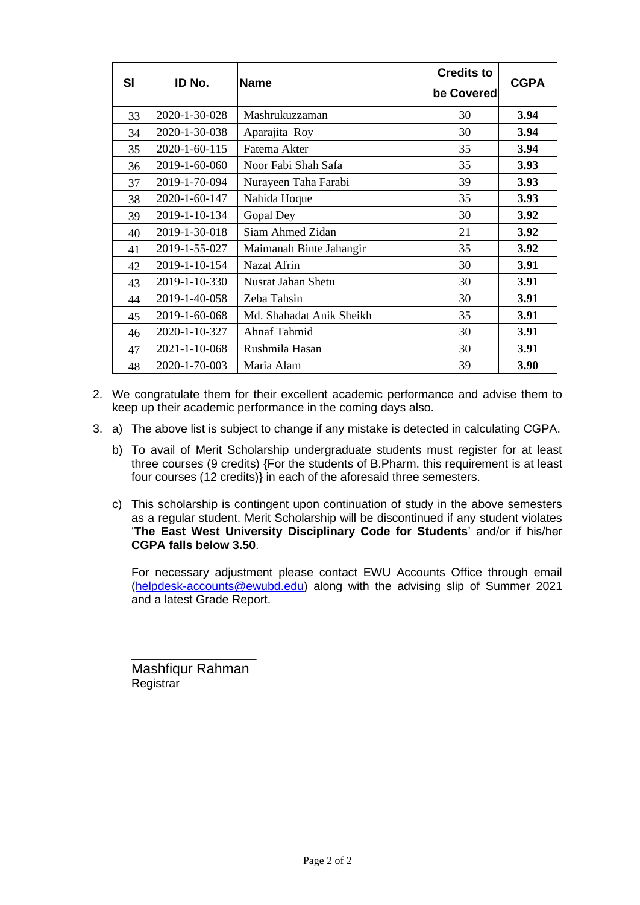| Sl | ID No. | Name | Credits to be Covered | CGPA |
|---|---|---|---|---|
| 33 | 2020-1-30-028 | Mashrukuzzaman | 30 | **3.94** |
| 34 | 2020-1-30-038 | Aparajita Roy | 30 | **3.94** |
| 35 | 2020-1-60-115 | Fatema Akter | 35 | **3.94** |
| 36 | 2019-1-60-060 | Noor Fabi Shah Safa | 35 | **3.93** |
| 37 | 2019-1-70-094 | Nurayeen Taha Farabi | 39 | **3.93** |
| 38 | 2020-1-60-147 | Nahida Hoque | 35 | **3.93** |
| 39 | 2019-1-10-134 | Gopal Dey | 30 | **3.92** |
| 40 | 2019-1-30-018 | Siam Ahmed Zidan | 21 | **3.92** |
| 41 | 2019-1-55-027 | Maimanah Binte Jahangir | 35 | **3.92** |
| 42 | 2019-1-10-154 | Nazat Afrin | 30 | **3.91** |
| 43 | 2019-1-10-330 | Nusrat Jahan Shetu | 30 | **3.91** |
| 44 | 2019-1-40-058 | Zeba Tahsin | 30 | **3.91** |
| 45 | 2019-1-60-068 | Md. Shahadat Anik Sheikh | 35 | **3.91** |
| 46 | 2020-1-10-327 | Ahnaf Tahmid | 30 | **3.91** |
| 47 | 2021-1-10-068 | Rushmila Hasan | 30 | **3.91** |
| 48 | 2020-1-70-003 | Maria Alam | 39 | **3.90** |

2. We congratulate them for their excellent academic performance and advise them to keep up their academic performance in the coming days also.

3. a) The above list is subject to change if any mistake is detected in calculating CGPA.

   b) To avail of Merit Scholarship undergraduate students must register for at least three courses (9 credits) {For the students of B.Pharm. this requirement is at least four courses (12 credits)} in each of the aforesaid three semesters.

   c) This scholarship is contingent upon continuation of study in the above semesters as a regular student. Merit Scholarship will be discontinued if any student violates '**The East West University Disciplinary Code for Students**' and/or if his/her **CGPA falls below 3.50**.

   For necessary adjustment please contact EWU Accounts Office through email (helpdesk-accounts@ewubd.edu) along with the advising slip of Summer 2021 and a latest Grade Report.

\_\_\_\_\_\_\_\_\_\_\_\_\_\_\_\_\_\_

Mashfiqur Rahman
Registrar